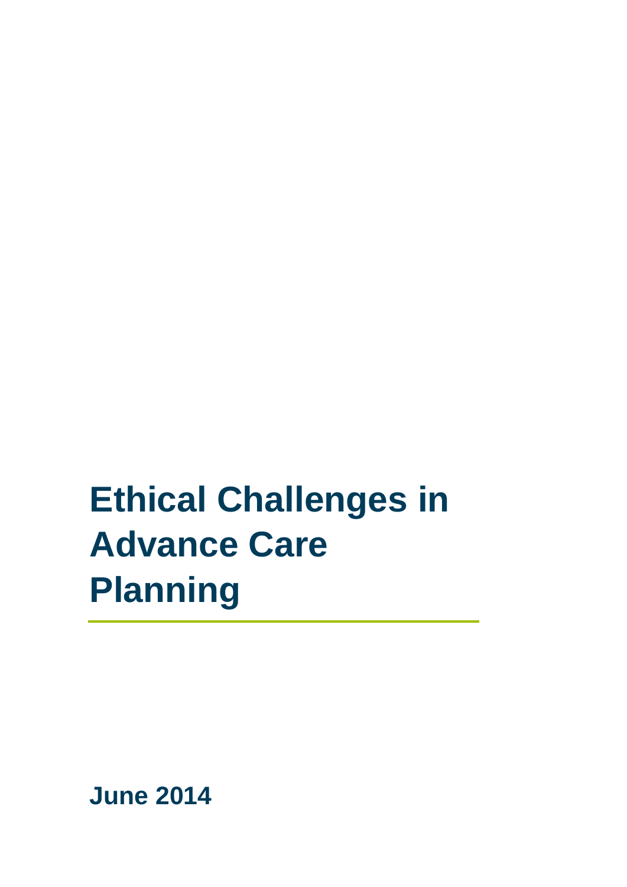# Ethical Challenges in Advance Care Planning

**June 2014**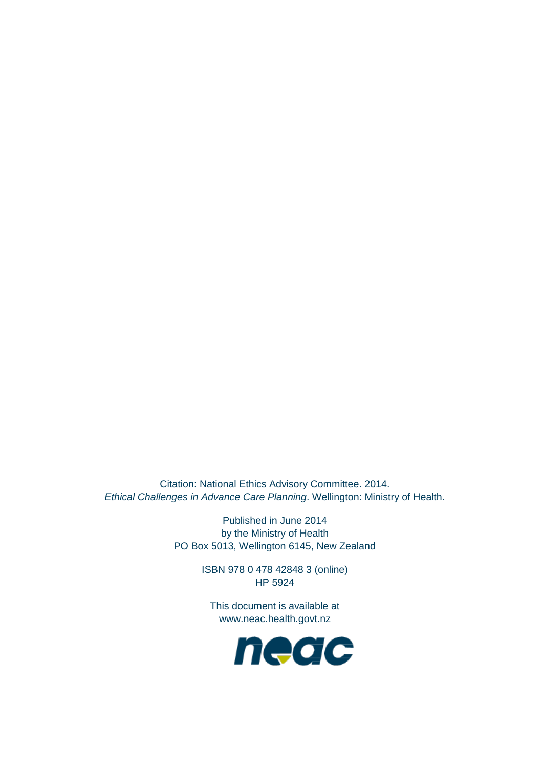Citation: National Ethics Advisory Committee. 2014.
*Ethical Challenges in Advance Care Planning*. Wellington: Ministry of Health.

Published in June 2014
by the Ministry of Health
PO Box 5013, Wellington 6145, New Zealand

ISBN 978 0 478 42848 3 (online)
HP 5924

This document is available at
www.neac.health.govt.nz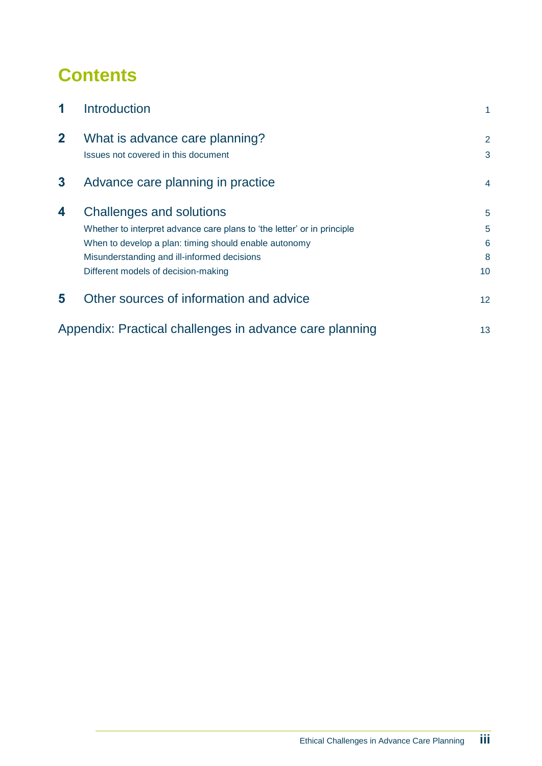# Contents

| | | |
|---|---|---|
| **1** | Introduction | 1 |
| **2** | What is advance care planning? | 2 |
| | Issues not covered in this document | 3 |
| **3** | Advance care planning in practice | 4 |
| **4** | Challenges and solutions | 5 |
| | Whether to interpret advance care plans to 'the letter' or in principle | 5 |
| | When to develop a plan: timing should enable autonomy | 6 |
| | Misunderstanding and ill-informed decisions | 8 |
| | Different models of decision-making | 10 |
| **5** | Other sources of information and advice | 12 |
| | Appendix: Practical challenges in advance care planning | 13 |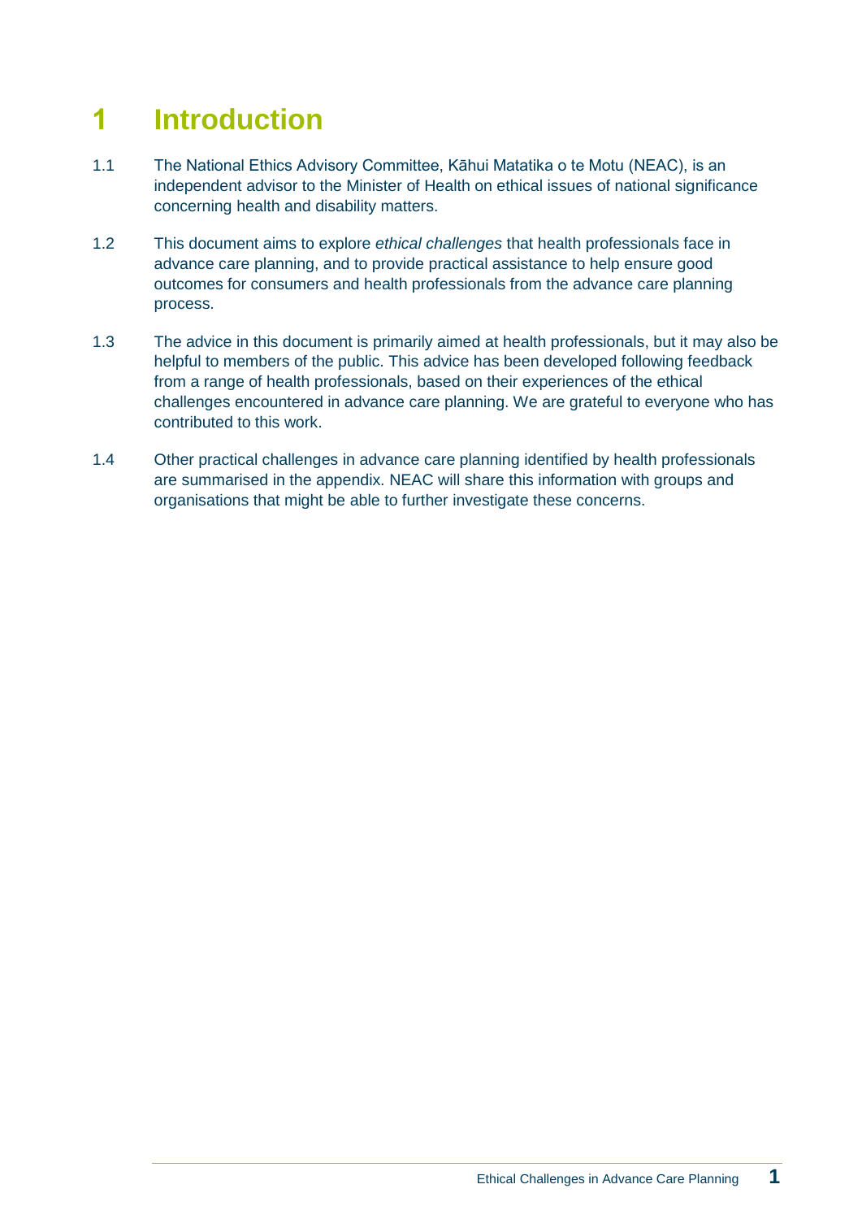# 1 Introduction

1.1 The National Ethics Advisory Committee, Kāhui Matatika o te Motu (NEAC), is an independent advisor to the Minister of Health on ethical issues of national significance concerning health and disability matters.

1.2 This document aims to explore *ethical challenges* that health professionals face in advance care planning, and to provide practical assistance to help ensure good outcomes for consumers and health professionals from the advance care planning process.

1.3 The advice in this document is primarily aimed at health professionals, but it may also be helpful to members of the public. This advice has been developed following feedback from a range of health professionals, based on their experiences of the ethical challenges encountered in advance care planning. We are grateful to everyone who has contributed to this work.

1.4 Other practical challenges in advance care planning identified by health professionals are summarised in the appendix. NEAC will share this information with groups and organisations that might be able to further investigate these concerns.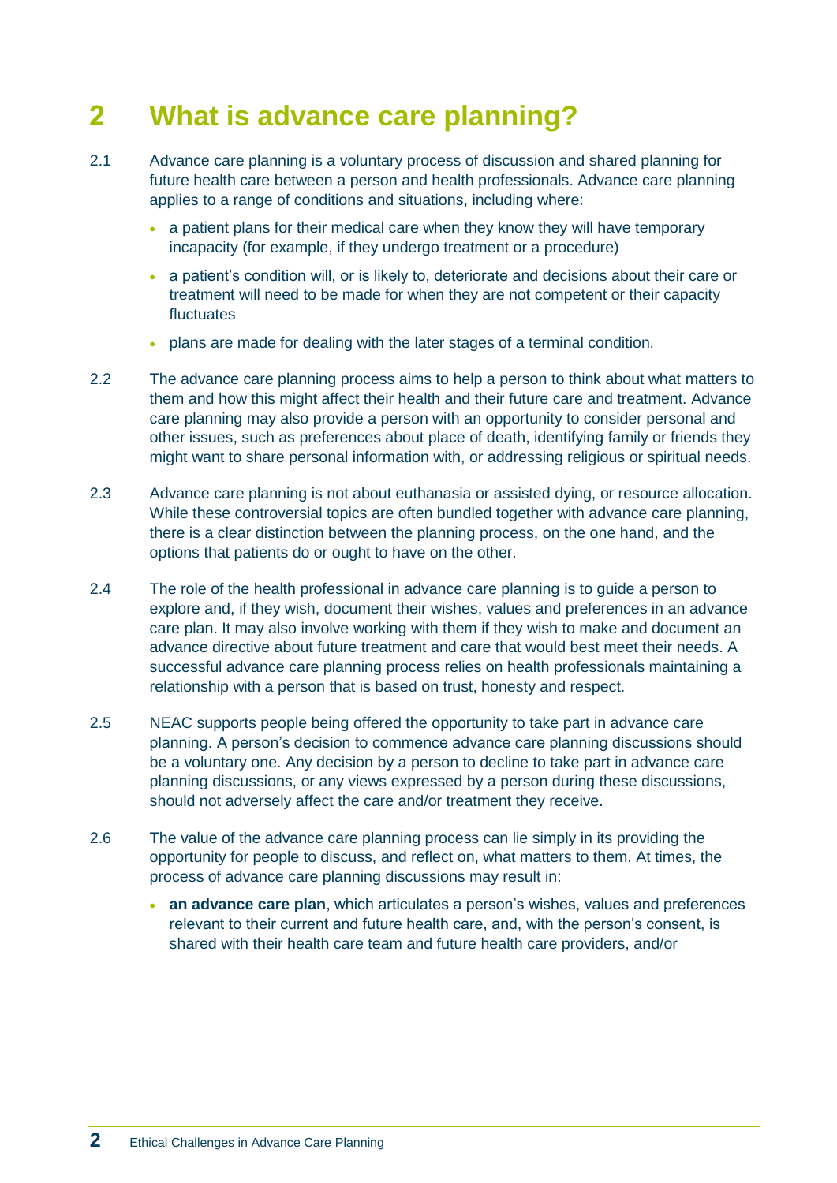# 2 What is advance care planning?

2.1 Advance care planning is a voluntary process of discussion and shared planning for future health care between a person and health professionals. Advance care planning applies to a range of conditions and situations, including where:

- a patient plans for their medical care when they know they will have temporary incapacity (for example, if they undergo treatment or a procedure)
- a patient's condition will, or is likely to, deteriorate and decisions about their care or treatment will need to be made for when they are not competent or their capacity fluctuates
- plans are made for dealing with the later stages of a terminal condition.

2.2 The advance care planning process aims to help a person to think about what matters to them and how this might affect their health and their future care and treatment. Advance care planning may also provide a person with an opportunity to consider personal and other issues, such as preferences about place of death, identifying family or friends they might want to share personal information with, or addressing religious or spiritual needs.

2.3 Advance care planning is not about euthanasia or assisted dying, or resource allocation. While these controversial topics are often bundled together with advance care planning, there is a clear distinction between the planning process, on the one hand, and the options that patients do or ought to have on the other.

2.4 The role of the health professional in advance care planning is to guide a person to explore and, if they wish, document their wishes, values and preferences in an advance care plan. It may also involve working with them if they wish to make and document an advance directive about future treatment and care that would best meet their needs. A successful advance care planning process relies on health professionals maintaining a relationship with a person that is based on trust, honesty and respect.

2.5 NEAC supports people being offered the opportunity to take part in advance care planning. A person's decision to commence advance care planning discussions should be a voluntary one. Any decision by a person to decline to take part in advance care planning discussions, or any views expressed by a person during these discussions, should not adversely affect the care and/or treatment they receive.

2.6 The value of the advance care planning process can lie simply in its providing the opportunity for people to discuss, and reflect on, what matters to them. At times, the process of advance care planning discussions may result in:

- **an advance care plan**, which articulates a person's wishes, values and preferences relevant to their current and future health care, and, with the person's consent, is shared with their health care team and future health care providers, and/or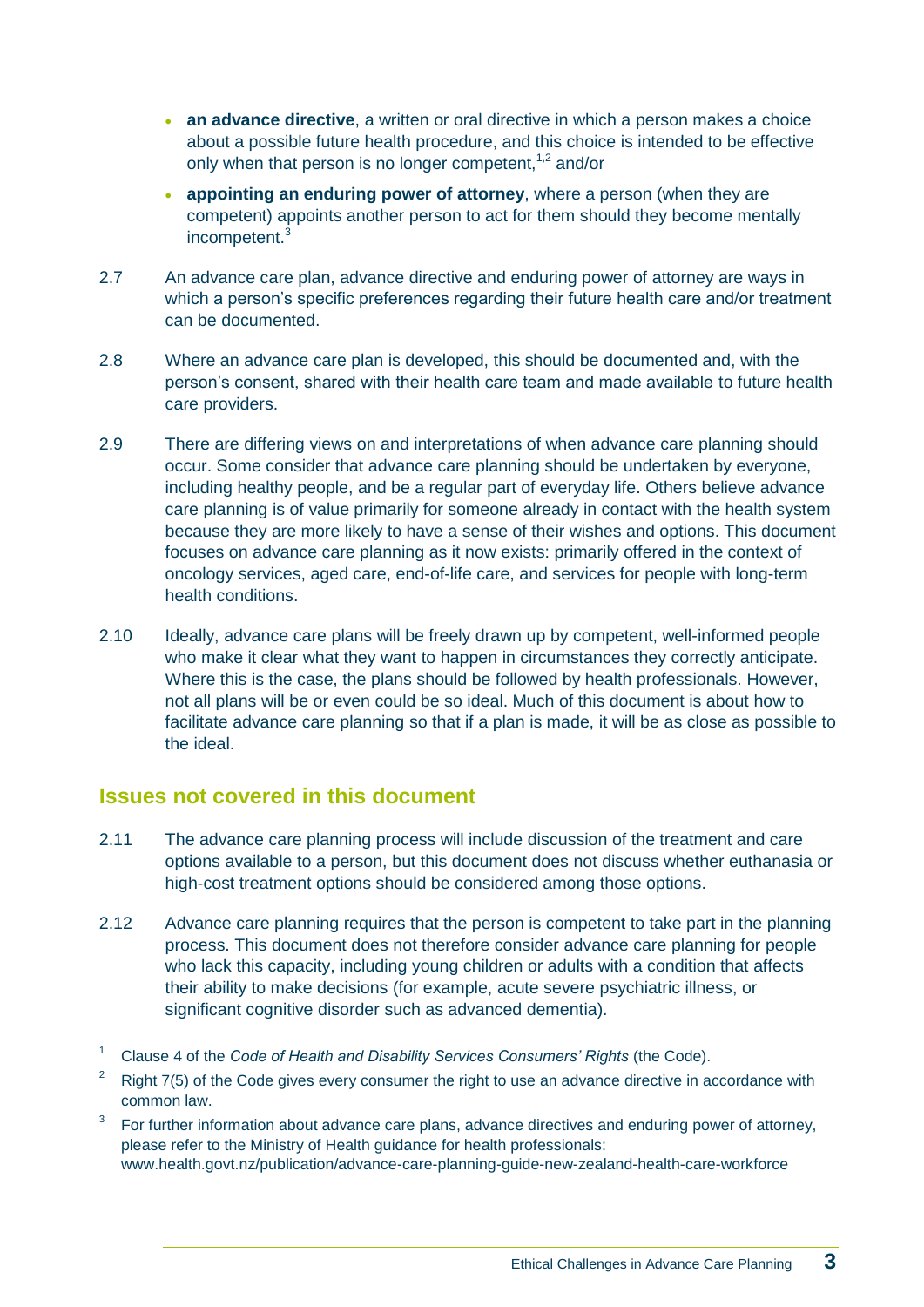- **an advance directive**, a written or oral directive in which a person makes a choice about a possible future health procedure, and this choice is intended to be effective only when that person is no longer competent,[1,2] and/or
- **appointing an enduring power of attorney**, where a person (when they are competent) appoints another person to act for them should they become mentally incompetent.[3]

2.7 An advance care plan, advance directive and enduring power of attorney are ways in which a person's specific preferences regarding their future health care and/or treatment can be documented.

2.8 Where an advance care plan is developed, this should be documented and, with the person's consent, shared with their health care team and made available to future health care providers.

2.9 There are differing views on and interpretations of when advance care planning should occur. Some consider that advance care planning should be undertaken by everyone, including healthy people, and be a regular part of everyday life. Others believe advance care planning is of value primarily for someone already in contact with the health system because they are more likely to have a sense of their wishes and options. This document focuses on advance care planning as it now exists: primarily offered in the context of oncology services, aged care, end-of-life care, and services for people with long-term health conditions.

2.10 Ideally, advance care plans will be freely drawn up by competent, well-informed people who make it clear what they want to happen in circumstances they correctly anticipate. Where this is the case, the plans should be followed by health professionals. However, not all plans will be or even could be so ideal. Much of this document is about how to facilitate advance care planning so that if a plan is made, it will be as close as possible to the ideal.

## Issues not covered in this document

2.11 The advance care planning process will include discussion of the treatment and care options available to a person, but this document does not discuss whether euthanasia or high-cost treatment options should be considered among those options.

2.12 Advance care planning requires that the person is competent to take part in the planning process. This document does not therefore consider advance care planning for people who lack this capacity, including young children or adults with a condition that affects their ability to make decisions (for example, acute severe psychiatric illness, or significant cognitive disorder such as advanced dementia).

[1] Clause 4 of the *Code of Health and Disability Services Consumers' Rights* (the Code).

[2] Right 7(5) of the Code gives every consumer the right to use an advance directive in accordance with common law.

[3] For further information about advance care plans, advance directives and enduring power of attorney, please refer to the Ministry of Health guidance for health professionals: www.health.govt.nz/publication/advance-care-planning-guide-new-zealand-health-care-workforce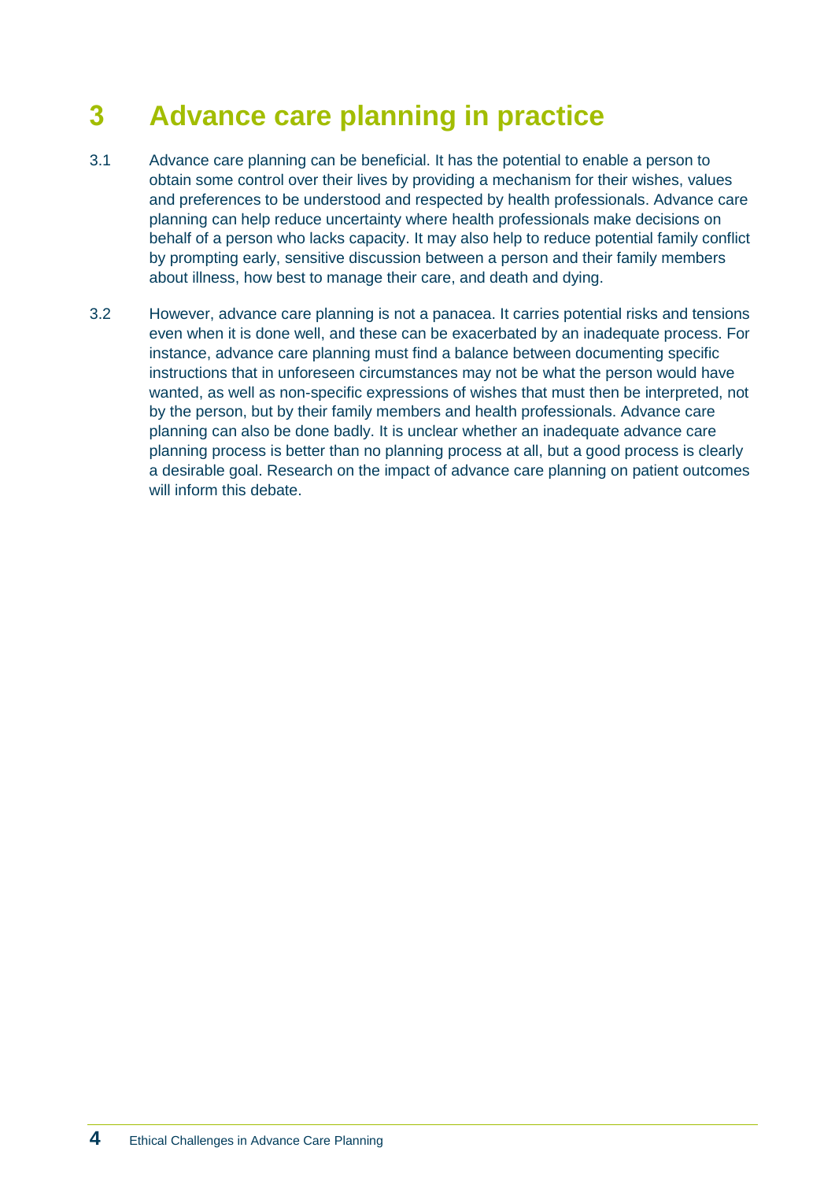# 3 Advance care planning in practice

3.1 Advance care planning can be beneficial. It has the potential to enable a person to obtain some control over their lives by providing a mechanism for their wishes, values and preferences to be understood and respected by health professionals. Advance care planning can help reduce uncertainty where health professionals make decisions on behalf of a person who lacks capacity. It may also help to reduce potential family conflict by prompting early, sensitive discussion between a person and their family members about illness, how best to manage their care, and death and dying.

3.2 However, advance care planning is not a panacea. It carries potential risks and tensions even when it is done well, and these can be exacerbated by an inadequate process. For instance, advance care planning must find a balance between documenting specific instructions that in unforeseen circumstances may not be what the person would have wanted, as well as non-specific expressions of wishes that must then be interpreted, not by the person, but by their family members and health professionals. Advance care planning can also be done badly. It is unclear whether an inadequate advance care planning process is better than no planning process at all, but a good process is clearly a desirable goal. Research on the impact of advance care planning on patient outcomes will inform this debate.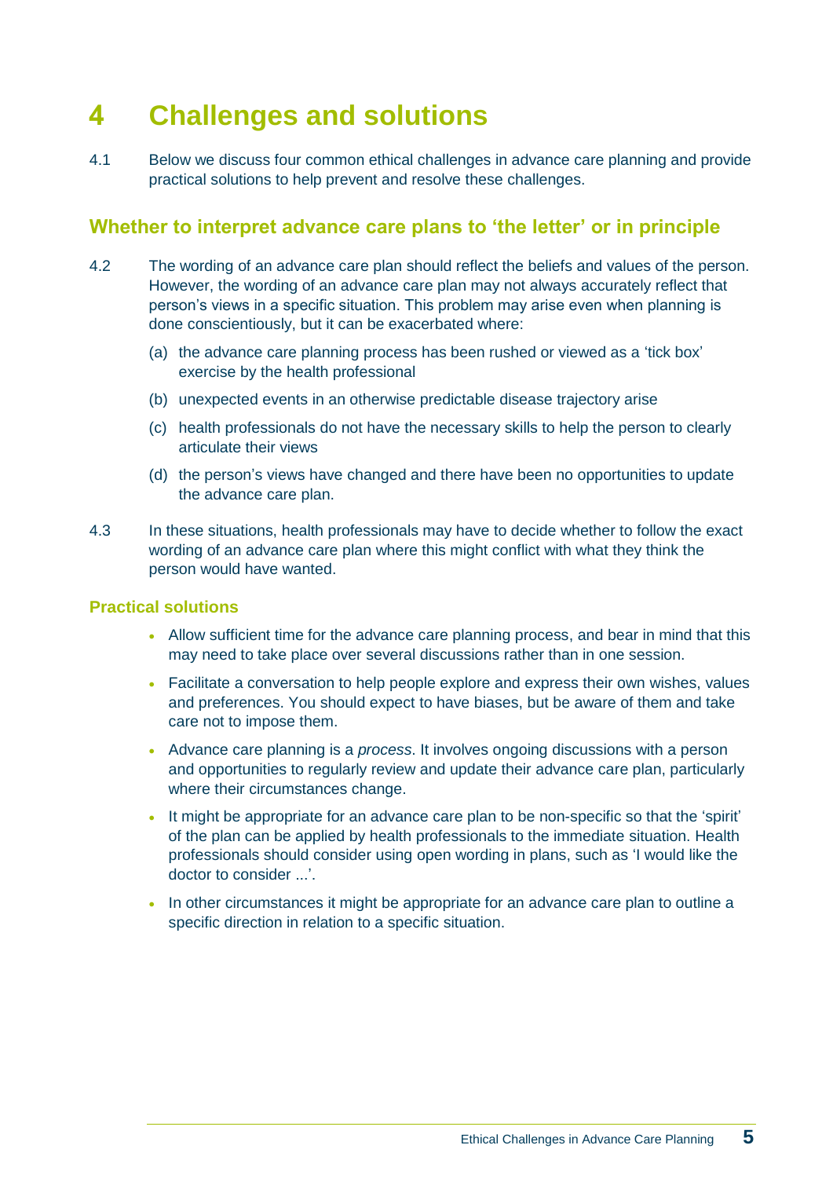# 4 Challenges and solutions

4.1 Below we discuss four common ethical challenges in advance care planning and provide practical solutions to help prevent and resolve these challenges.

## Whether to interpret advance care plans to 'the letter' or in principle

4.2 The wording of an advance care plan should reflect the beliefs and values of the person. However, the wording of an advance care plan may not always accurately reflect that person's views in a specific situation. This problem may arise even when planning is done conscientiously, but it can be exacerbated where:

(a) the advance care planning process has been rushed or viewed as a 'tick box' exercise by the health professional

(b) unexpected events in an otherwise predictable disease trajectory arise

(c) health professionals do not have the necessary skills to help the person to clearly articulate their views

(d) the person's views have changed and there have been no opportunities to update the advance care plan.

4.3 In these situations, health professionals may have to decide whether to follow the exact wording of an advance care plan where this might conflict with what they think the person would have wanted.

### Practical solutions

- Allow sufficient time for the advance care planning process, and bear in mind that this may need to take place over several discussions rather than in one session.
- Facilitate a conversation to help people explore and express their own wishes, values and preferences. You should expect to have biases, but be aware of them and take care not to impose them.
- Advance care planning is a *process*. It involves ongoing discussions with a person and opportunities to regularly review and update their advance care plan, particularly where their circumstances change.
- It might be appropriate for an advance care plan to be non-specific so that the 'spirit' of the plan can be applied by health professionals to the immediate situation. Health professionals should consider using open wording in plans, such as 'I would like the doctor to consider ...'.
- In other circumstances it might be appropriate for an advance care plan to outline a specific direction in relation to a specific situation.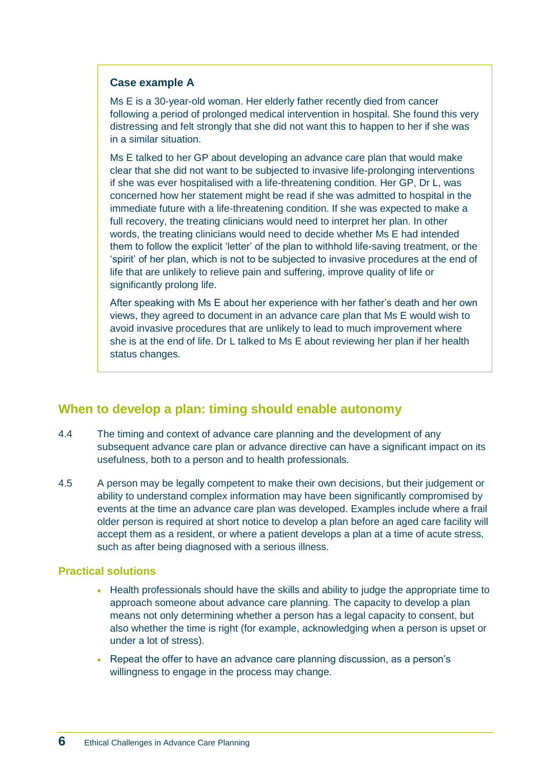### Case example A

Ms E is a 30-year-old woman. Her elderly father recently died from cancer following a period of prolonged medical intervention in hospital. She found this very distressing and felt strongly that she did not want this to happen to her if she was in a similar situation.

Ms E talked to her GP about developing an advance care plan that would make clear that she did not want to be subjected to invasive life-prolonging interventions if she was ever hospitalised with a life-threatening condition. Her GP, Dr L, was concerned how her statement might be read if she was admitted to hospital in the immediate future with a life-threatening condition. If she was expected to make a full recovery, the treating clinicians would need to interpret her plan. In other words, the treating clinicians would need to decide whether Ms E had intended them to follow the explicit 'letter' of the plan to withhold life-saving treatment, or the 'spirit' of her plan, which is not to be subjected to invasive procedures at the end of life that are unlikely to relieve pain and suffering, improve quality of life or significantly prolong life.

After speaking with Ms E about her experience with her father's death and her own views, they agreed to document in an advance care plan that Ms E would wish to avoid invasive procedures that are unlikely to lead to much improvement where she is at the end of life. Dr L talked to Ms E about reviewing her plan if her health status changes.

## When to develop a plan: timing should enable autonomy

4.4 The timing and context of advance care planning and the development of any subsequent advance care plan or advance directive can have a significant impact on its usefulness, both to a person and to health professionals.

4.5 A person may be legally competent to make their own decisions, but their judgement or ability to understand complex information may have been significantly compromised by events at the time an advance care plan was developed. Examples include where a frail older person is required at short notice to develop a plan before an aged care facility will accept them as a resident, or where a patient develops a plan at a time of acute stress, such as after being diagnosed with a serious illness.

### Practical solutions

- Health professionals should have the skills and ability to judge the appropriate time to approach someone about advance care planning. The capacity to develop a plan means not only determining whether a person has a legal capacity to consent, but also whether the time is right (for example, acknowledging when a person is upset or under a lot of stress).
- Repeat the offer to have an advance care planning discussion, as a person's willingness to engage in the process may change.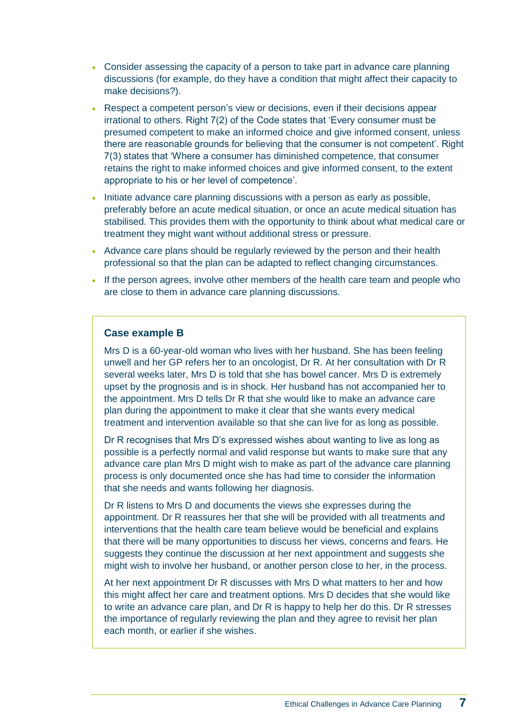- Consider assessing the capacity of a person to take part in advance care planning discussions (for example, do they have a condition that might affect their capacity to make decisions?).
- Respect a competent person's view or decisions, even if their decisions appear irrational to others. Right 7(2) of the Code states that 'Every consumer must be presumed competent to make an informed choice and give informed consent, unless there are reasonable grounds for believing that the consumer is not competent'. Right 7(3) states that 'Where a consumer has diminished competence, that consumer retains the right to make informed choices and give informed consent, to the extent appropriate to his or her level of competence'.
- Initiate advance care planning discussions with a person as early as possible, preferably before an acute medical situation, or once an acute medical situation has stabilised. This provides them with the opportunity to think about what medical care or treatment they might want without additional stress or pressure.
- Advance care plans should be regularly reviewed by the person and their health professional so that the plan can be adapted to reflect changing circumstances.
- If the person agrees, involve other members of the health care team and people who are close to them in advance care planning discussions.

### Case example B

Mrs D is a 60-year-old woman who lives with her husband. She has been feeling unwell and her GP refers her to an oncologist, Dr R. At her consultation with Dr R several weeks later, Mrs D is told that she has bowel cancer. Mrs D is extremely upset by the prognosis and is in shock. Her husband has not accompanied her to the appointment. Mrs D tells Dr R that she would like to make an advance care plan during the appointment to make it clear that she wants every medical treatment and intervention available so that she can live for as long as possible.

Dr R recognises that Mrs D's expressed wishes about wanting to live as long as possible is a perfectly normal and valid response but wants to make sure that any advance care plan Mrs D might wish to make as part of the advance care planning process is only documented once she has had time to consider the information that she needs and wants following her diagnosis.

Dr R listens to Mrs D and documents the views she expresses during the appointment. Dr R reassures her that she will be provided with all treatments and interventions that the health care team believe would be beneficial and explains that there will be many opportunities to discuss her views, concerns and fears. He suggests they continue the discussion at her next appointment and suggests she might wish to involve her husband, or another person close to her, in the process.

At her next appointment Dr R discusses with Mrs D what matters to her and how this might affect her care and treatment options. Mrs D decides that she would like to write an advance care plan, and Dr R is happy to help her do this. Dr R stresses the importance of regularly reviewing the plan and they agree to revisit her plan each month, or earlier if she wishes.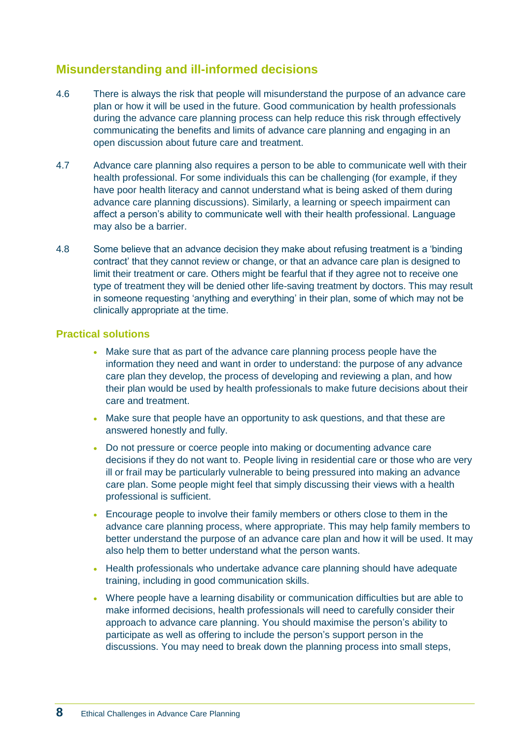## Misunderstanding and ill-informed decisions

4.6 There is always the risk that people will misunderstand the purpose of an advance care plan or how it will be used in the future. Good communication by health professionals during the advance care planning process can help reduce this risk through effectively communicating the benefits and limits of advance care planning and engaging in an open discussion about future care and treatment.

4.7 Advance care planning also requires a person to be able to communicate well with their health professional. For some individuals this can be challenging (for example, if they have poor health literacy and cannot understand what is being asked of them during advance care planning discussions). Similarly, a learning or speech impairment can affect a person's ability to communicate well with their health professional. Language may also be a barrier.

4.8 Some believe that an advance decision they make about refusing treatment is a 'binding contract' that they cannot review or change, or that an advance care plan is designed to limit their treatment or care. Others might be fearful that if they agree not to receive one type of treatment they will be denied other life-saving treatment by doctors. This may result in someone requesting 'anything and everything' in their plan, some of which may not be clinically appropriate at the time.

### Practical solutions

- Make sure that as part of the advance care planning process people have the information they need and want in order to understand: the purpose of any advance care plan they develop, the process of developing and reviewing a plan, and how their plan would be used by health professionals to make future decisions about their care and treatment.
- Make sure that people have an opportunity to ask questions, and that these are answered honestly and fully.
- Do not pressure or coerce people into making or documenting advance care decisions if they do not want to. People living in residential care or those who are very ill or frail may be particularly vulnerable to being pressured into making an advance care plan. Some people might feel that simply discussing their views with a health professional is sufficient.
- Encourage people to involve their family members or others close to them in the advance care planning process, where appropriate. This may help family members to better understand the purpose of an advance care plan and how it will be used. It may also help them to better understand what the person wants.
- Health professionals who undertake advance care planning should have adequate training, including in good communication skills.
- Where people have a learning disability or communication difficulties but are able to make informed decisions, health professionals will need to carefully consider their approach to advance care planning. You should maximise the person's ability to participate as well as offering to include the person's support person in the discussions. You may need to break down the planning process into small steps,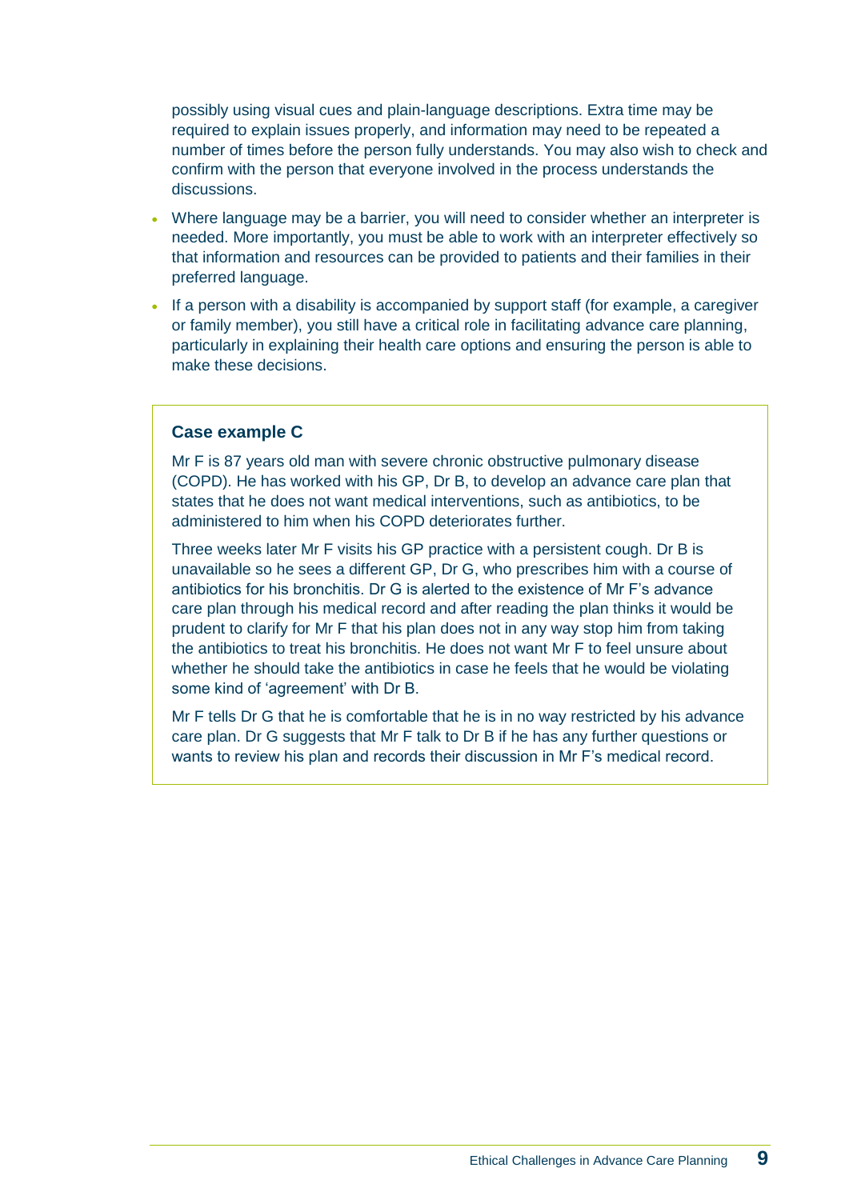possibly using visual cues and plain-language descriptions. Extra time may be required to explain issues properly, and information may need to be repeated a number of times before the person fully understands. You may also wish to check and confirm with the person that everyone involved in the process understands the discussions.

- Where language may be a barrier, you will need to consider whether an interpreter is needed. More importantly, you must be able to work with an interpreter effectively so that information and resources can be provided to patients and their families in their preferred language.
- If a person with a disability is accompanied by support staff (for example, a caregiver or family member), you still have a critical role in facilitating advance care planning, particularly in explaining their health care options and ensuring the person is able to make these decisions.

### Case example C

Mr F is 87 years old man with severe chronic obstructive pulmonary disease (COPD). He has worked with his GP, Dr B, to develop an advance care plan that states that he does not want medical interventions, such as antibiotics, to be administered to him when his COPD deteriorates further.

Three weeks later Mr F visits his GP practice with a persistent cough. Dr B is unavailable so he sees a different GP, Dr G, who prescribes him with a course of antibiotics for his bronchitis. Dr G is alerted to the existence of Mr F's advance care plan through his medical record and after reading the plan thinks it would be prudent to clarify for Mr F that his plan does not in any way stop him from taking the antibiotics to treat his bronchitis. He does not want Mr F to feel unsure about whether he should take the antibiotics in case he feels that he would be violating some kind of 'agreement' with Dr B.

Mr F tells Dr G that he is comfortable that he is in no way restricted by his advance care plan. Dr G suggests that Mr F talk to Dr B if he has any further questions or wants to review his plan and records their discussion in Mr F's medical record.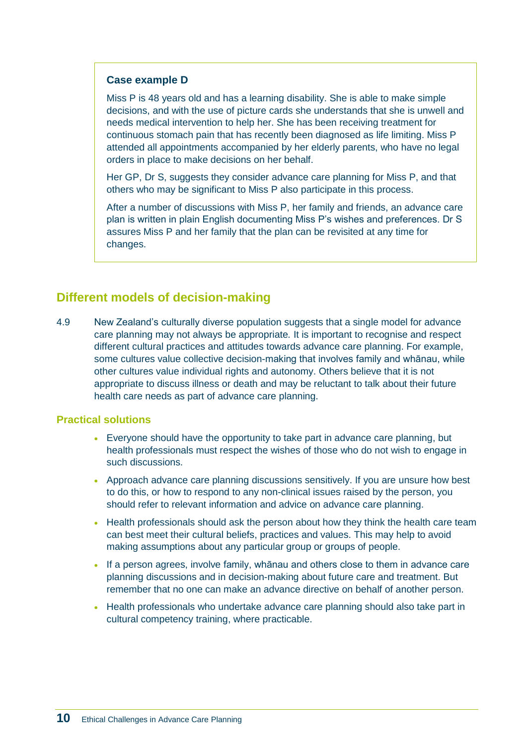### Case example D

Miss P is 48 years old and has a learning disability. She is able to make simple decisions, and with the use of picture cards she understands that she is unwell and needs medical intervention to help her. She has been receiving treatment for continuous stomach pain that has recently been diagnosed as life limiting. Miss P attended all appointments accompanied by her elderly parents, who have no legal orders in place to make decisions on her behalf.

Her GP, Dr S, suggests they consider advance care planning for Miss P, and that others who may be significant to Miss P also participate in this process.

After a number of discussions with Miss P, her family and friends, an advance care plan is written in plain English documenting Miss P's wishes and preferences. Dr S assures Miss P and her family that the plan can be revisited at any time for changes.

## Different models of decision-making

4.9 New Zealand's culturally diverse population suggests that a single model for advance care planning may not always be appropriate. It is important to recognise and respect different cultural practices and attitudes towards advance care planning. For example, some cultures value collective decision-making that involves family and whānau, while other cultures value individual rights and autonomy. Others believe that it is not appropriate to discuss illness or death and may be reluctant to talk about their future health care needs as part of advance care planning.

### Practical solutions

- Everyone should have the opportunity to take part in advance care planning, but health professionals must respect the wishes of those who do not wish to engage in such discussions.
- Approach advance care planning discussions sensitively. If you are unsure how best to do this, or how to respond to any non-clinical issues raised by the person, you should refer to relevant information and advice on advance care planning.
- Health professionals should ask the person about how they think the health care team can best meet their cultural beliefs, practices and values. This may help to avoid making assumptions about any particular group or groups of people.
- If a person agrees, involve family, whānau and others close to them in advance care planning discussions and in decision-making about future care and treatment. But remember that no one can make an advance directive on behalf of another person.
- Health professionals who undertake advance care planning should also take part in cultural competency training, where practicable.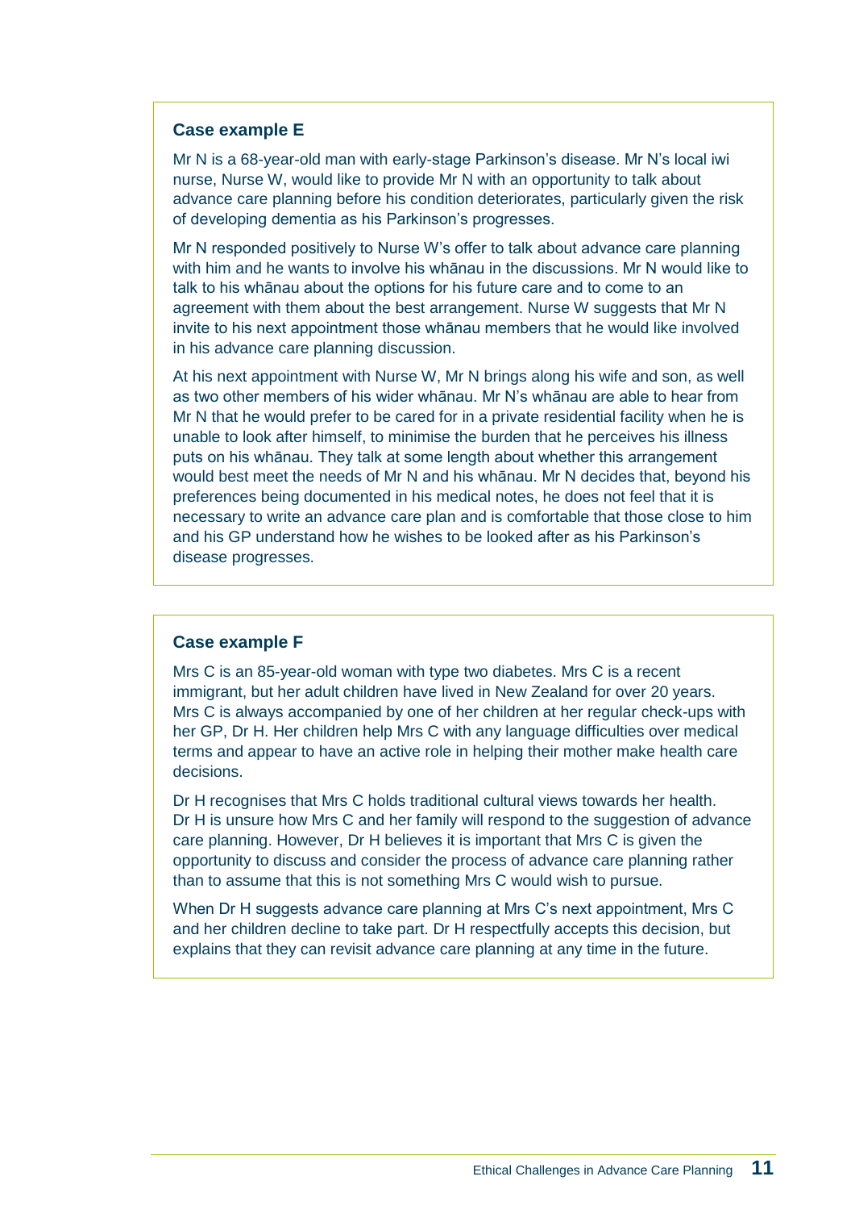### Case example E

Mr N is a 68-year-old man with early-stage Parkinson's disease. Mr N's local iwi nurse, Nurse W, would like to provide Mr N with an opportunity to talk about advance care planning before his condition deteriorates, particularly given the risk of developing dementia as his Parkinson's progresses.

Mr N responded positively to Nurse W's offer to talk about advance care planning with him and he wants to involve his whānau in the discussions. Mr N would like to talk to his whānau about the options for his future care and to come to an agreement with them about the best arrangement. Nurse W suggests that Mr N invite to his next appointment those whānau members that he would like involved in his advance care planning discussion.

At his next appointment with Nurse W, Mr N brings along his wife and son, as well as two other members of his wider whānau. Mr N's whānau are able to hear from Mr N that he would prefer to be cared for in a private residential facility when he is unable to look after himself, to minimise the burden that he perceives his illness puts on his whānau. They talk at some length about whether this arrangement would best meet the needs of Mr N and his whānau. Mr N decides that, beyond his preferences being documented in his medical notes, he does not feel that it is necessary to write an advance care plan and is comfortable that those close to him and his GP understand how he wishes to be looked after as his Parkinson's disease progresses.

### Case example F

Mrs C is an 85-year-old woman with type two diabetes. Mrs C is a recent immigrant, but her adult children have lived in New Zealand for over 20 years. Mrs C is always accompanied by one of her children at her regular check-ups with her GP, Dr H. Her children help Mrs C with any language difficulties over medical terms and appear to have an active role in helping their mother make health care decisions.

Dr H recognises that Mrs C holds traditional cultural views towards her health. Dr H is unsure how Mrs C and her family will respond to the suggestion of advance care planning. However, Dr H believes it is important that Mrs C is given the opportunity to discuss and consider the process of advance care planning rather than to assume that this is not something Mrs C would wish to pursue.

When Dr H suggests advance care planning at Mrs C's next appointment, Mrs C and her children decline to take part. Dr H respectfully accepts this decision, but explains that they can revisit advance care planning at any time in the future.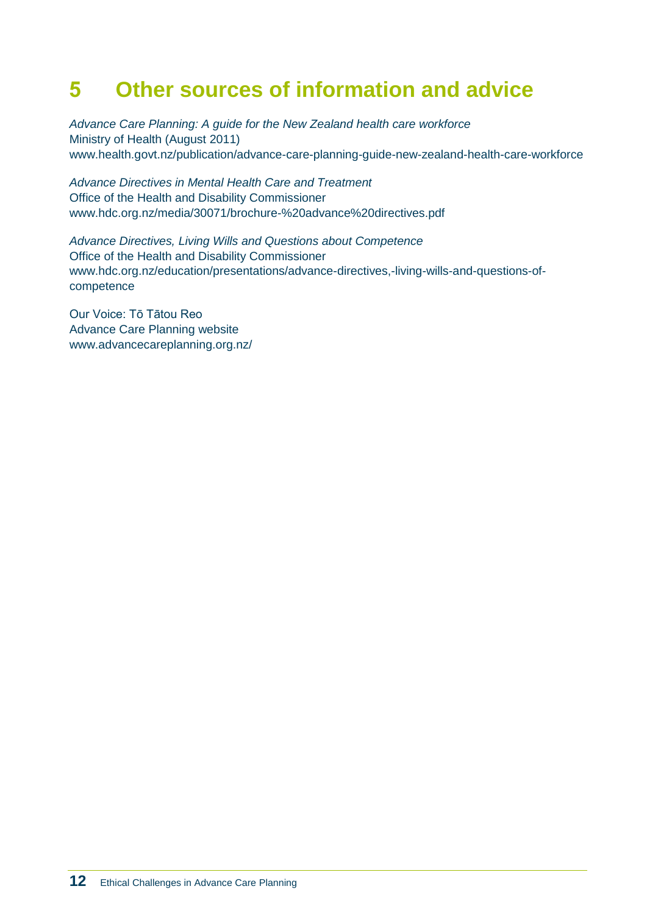# 5 Other sources of information and advice

*Advance Care Planning: A guide for the New Zealand health care workforce*
Ministry of Health (August 2011)
www.health.govt.nz/publication/advance-care-planning-guide-new-zealand-health-care-workforce

*Advance Directives in Mental Health Care and Treatment*
Office of the Health and Disability Commissioner
www.hdc.org.nz/media/30071/brochure-%20advance%20directives.pdf

*Advance Directives, Living Wills and Questions about Competence*
Office of the Health and Disability Commissioner
www.hdc.org.nz/education/presentations/advance-directives,-living-wills-and-questions-of-competence

Our Voice: Tō Tātou Reo
Advance Care Planning website
www.advancecareplanning.org.nz/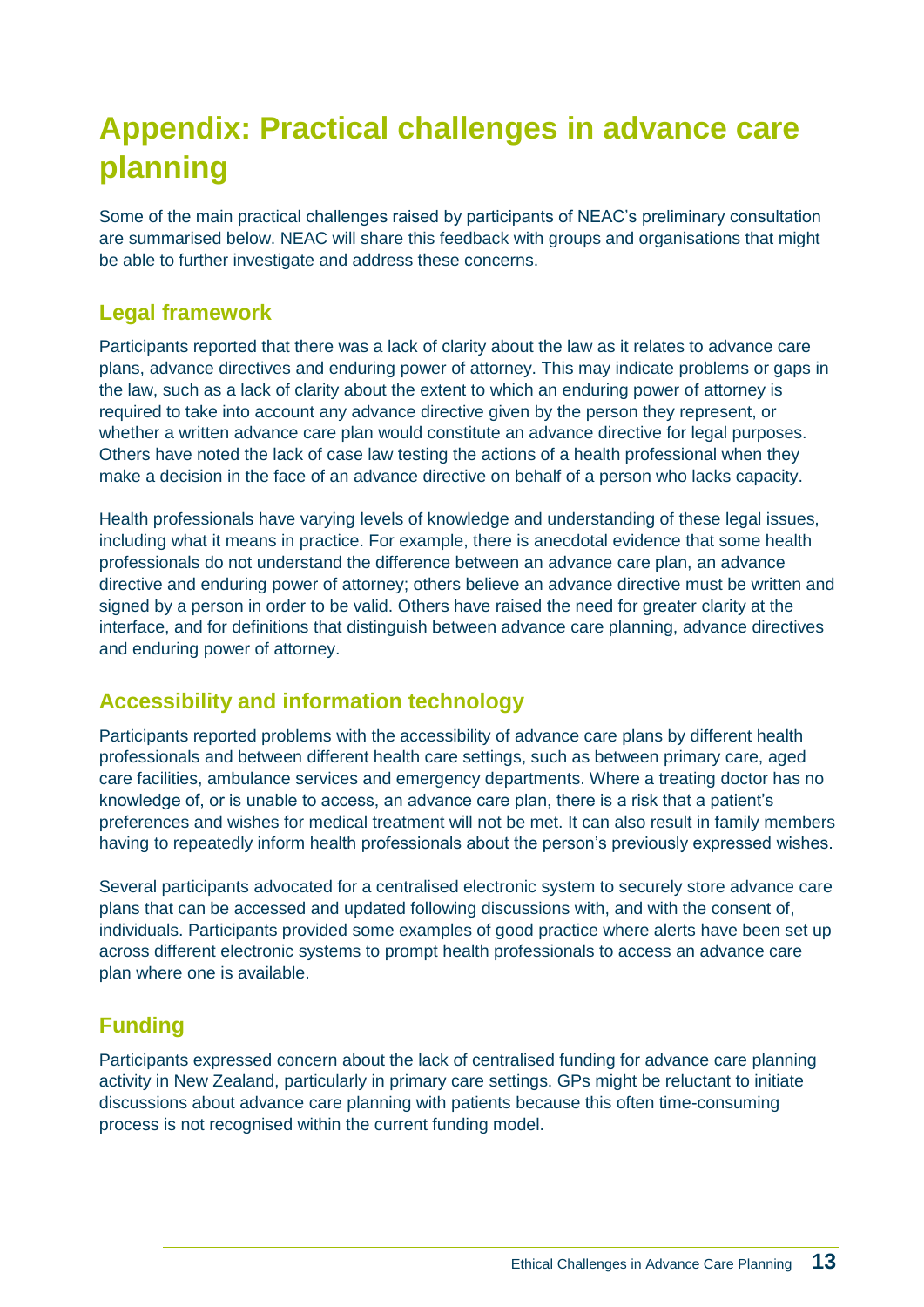# Appendix: Practical challenges in advance care planning

Some of the main practical challenges raised by participants of NEAC's preliminary consultation are summarised below. NEAC will share this feedback with groups and organisations that might be able to further investigate and address these concerns.

## Legal framework

Participants reported that there was a lack of clarity about the law as it relates to advance care plans, advance directives and enduring power of attorney. This may indicate problems or gaps in the law, such as a lack of clarity about the extent to which an enduring power of attorney is required to take into account any advance directive given by the person they represent, or whether a written advance care plan would constitute an advance directive for legal purposes. Others have noted the lack of case law testing the actions of a health professional when they make a decision in the face of an advance directive on behalf of a person who lacks capacity.

Health professionals have varying levels of knowledge and understanding of these legal issues, including what it means in practice. For example, there is anecdotal evidence that some health professionals do not understand the difference between an advance care plan, an advance directive and enduring power of attorney; others believe an advance directive must be written and signed by a person in order to be valid. Others have raised the need for greater clarity at the interface, and for definitions that distinguish between advance care planning, advance directives and enduring power of attorney.

## Accessibility and information technology

Participants reported problems with the accessibility of advance care plans by different health professionals and between different health care settings, such as between primary care, aged care facilities, ambulance services and emergency departments. Where a treating doctor has no knowledge of, or is unable to access, an advance care plan, there is a risk that a patient's preferences and wishes for medical treatment will not be met. It can also result in family members having to repeatedly inform health professionals about the person's previously expressed wishes.

Several participants advocated for a centralised electronic system to securely store advance care plans that can be accessed and updated following discussions with, and with the consent of, individuals. Participants provided some examples of good practice where alerts have been set up across different electronic systems to prompt health professionals to access an advance care plan where one is available.

## Funding

Participants expressed concern about the lack of centralised funding for advance care planning activity in New Zealand, particularly in primary care settings. GPs might be reluctant to initiate discussions about advance care planning with patients because this often time-consuming process is not recognised within the current funding model.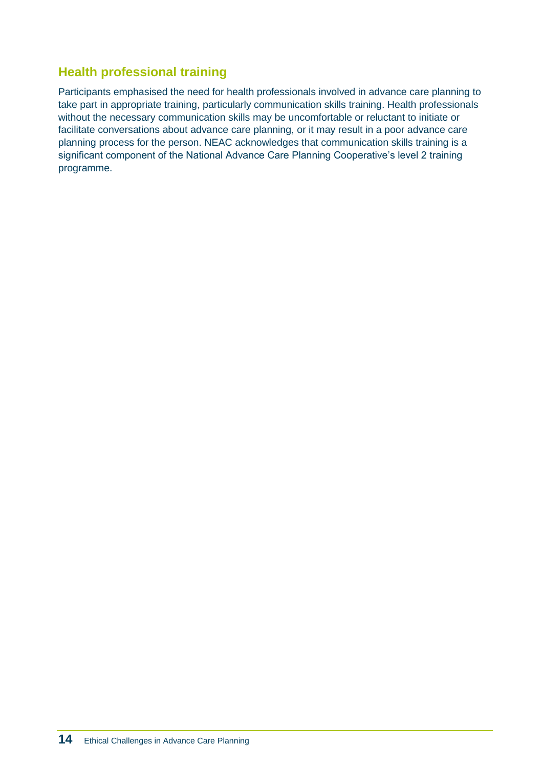## Health professional training

Participants emphasised the need for health professionals involved in advance care planning to take part in appropriate training, particularly communication skills training. Health professionals without the necessary communication skills may be uncomfortable or reluctant to initiate or facilitate conversations about advance care planning, or it may result in a poor advance care planning process for the person. NEAC acknowledges that communication skills training is a significant component of the National Advance Care Planning Cooperative's level 2 training programme.